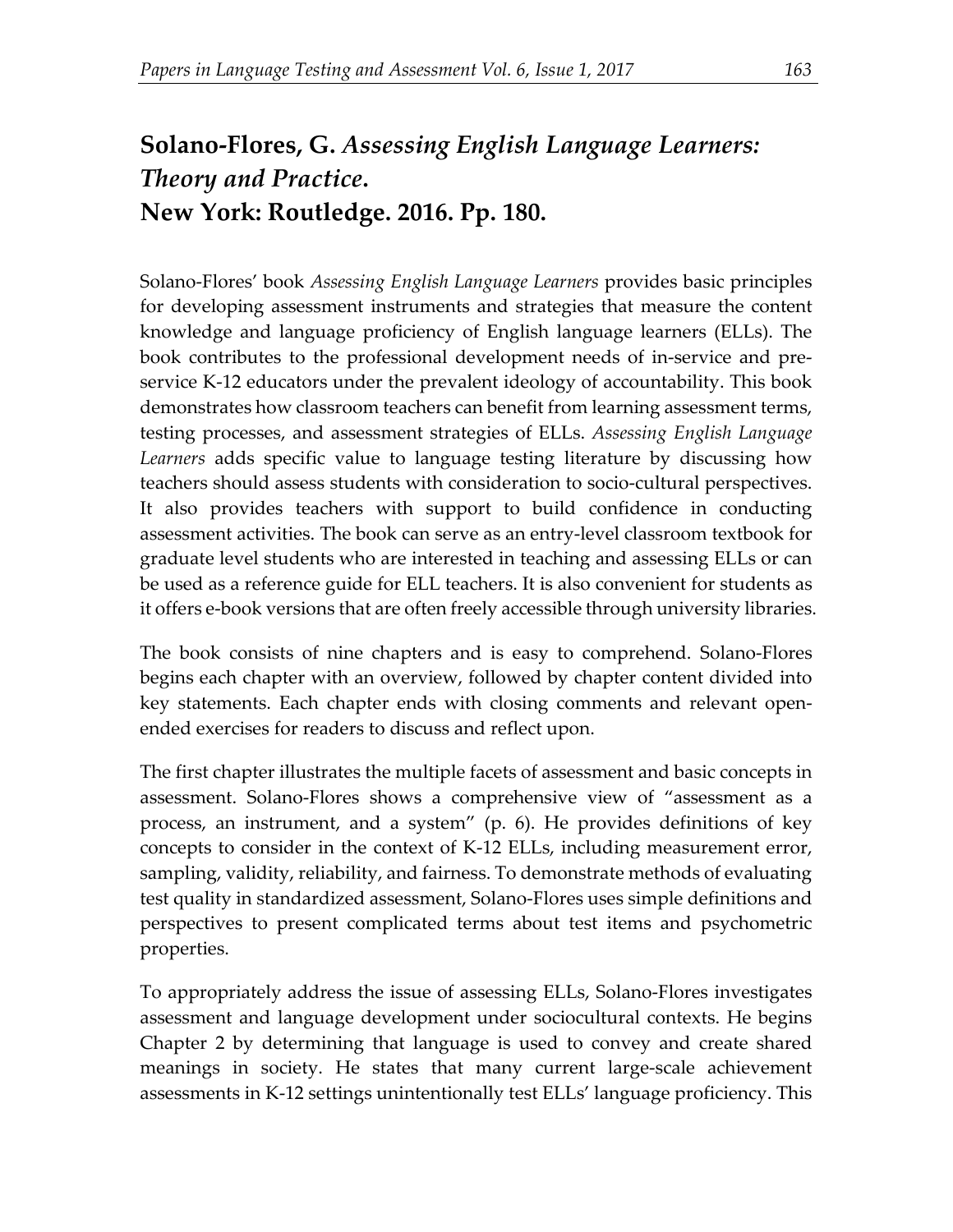# Solano-Flores, G. *Assessing English Language Learners: Theory and Practice*. New York: Routledge. 2016. Pp. 180.

Solano-Flores' book *Assessing English Language Learners* provides basic principles for developing assessment instruments and strategies that measure the content knowledge and language proficiency of English language learners (ELLs). The book contributes to the professional development needs of in-service and pre-service K-12 educators under the prevalent ideology of accountability. This book demonstrates how classroom teachers can benefit from learning assessment terms, testing processes, and assessment strategies of ELLs. *Assessing English Language Learners* adds specific value to language testing literature by discussing how teachers should assess students with consideration to socio-cultural perspectives. It also provides teachers with support to build confidence in conducting assessment activities. The book can serve as an entry-level classroom textbook for graduate level students who are interested in teaching and assessing ELLs or can be used as a reference guide for ELL teachers. It is also convenient for students as it offers e-book versions that are often freely accessible through university libraries.

The book consists of nine chapters and is easy to comprehend. Solano-Flores begins each chapter with an overview, followed by chapter content divided into key statements. Each chapter ends with closing comments and relevant open-ended exercises for readers to discuss and reflect upon.

The first chapter illustrates the multiple facets of assessment and basic concepts in assessment. Solano-Flores shows a comprehensive view of "assessment as a process, an instrument, and a system" (p. 6). He provides definitions of key concepts to consider in the context of K-12 ELLs, including measurement error, sampling, validity, reliability, and fairness. To demonstrate methods of evaluating test quality in standardized assessment, Solano-Flores uses simple definitions and perspectives to present complicated terms about test items and psychometric properties.

To appropriately address the issue of assessing ELLs, Solano-Flores investigates assessment and language development under sociocultural contexts. He begins Chapter 2 by determining that language is used to convey and create shared meanings in society. He states that many current large-scale achievement assessments in K-12 settings unintentionally test ELLs' language proficiency. This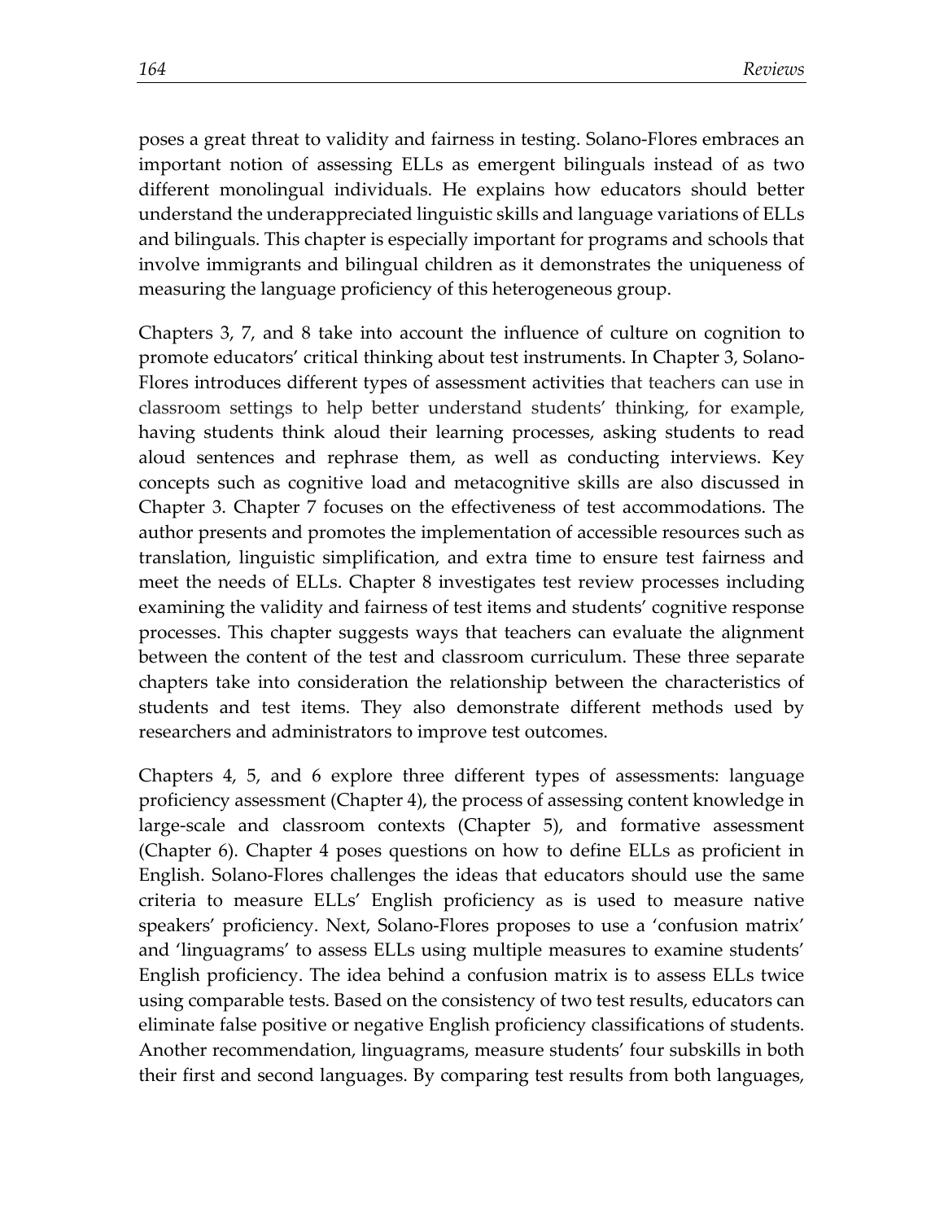poses a great threat to validity and fairness in testing. Solano-Flores embraces an important notion of assessing ELLs as emergent bilinguals instead of as two different monolingual individuals. He explains how educators should better understand the underappreciated linguistic skills and language variations of ELLs and bilinguals. This chapter is especially important for programs and schools that involve immigrants and bilingual children as it demonstrates the uniqueness of measuring the language proficiency of this heterogeneous group.

Chapters 3, 7, and 8 take into account the influence of culture on cognition to promote educators' critical thinking about test instruments. In Chapter 3, Solano-Flores introduces different types of assessment activities that teachers can use in classroom settings to help better understand students' thinking, for example, having students think aloud their learning processes, asking students to read aloud sentences and rephrase them, as well as conducting interviews. Key concepts such as cognitive load and metacognitive skills are also discussed in Chapter 3. Chapter 7 focuses on the effectiveness of test accommodations. The author presents and promotes the implementation of accessible resources such as translation, linguistic simplification, and extra time to ensure test fairness and meet the needs of ELLs. Chapter 8 investigates test review processes including examining the validity and fairness of test items and students' cognitive response processes. This chapter suggests ways that teachers can evaluate the alignment between the content of the test and classroom curriculum. These three separate chapters take into consideration the relationship between the characteristics of students and test items. They also demonstrate different methods used by researchers and administrators to improve test outcomes.

Chapters 4, 5, and 6 explore three different types of assessments: language proficiency assessment (Chapter 4), the process of assessing content knowledge in large-scale and classroom contexts (Chapter 5), and formative assessment (Chapter 6). Chapter 4 poses questions on how to define ELLs as proficient in English. Solano-Flores challenges the ideas that educators should use the same criteria to measure ELLs' English proficiency as is used to measure native speakers' proficiency. Next, Solano-Flores proposes to use a 'confusion matrix' and 'linguagrams' to assess ELLs using multiple measures to examine students' English proficiency. The idea behind a confusion matrix is to assess ELLs twice using comparable tests. Based on the consistency of two test results, educators can eliminate false positive or negative English proficiency classifications of students. Another recommendation, linguagrams, measure students' four subskills in both their first and second languages. By comparing test results from both languages,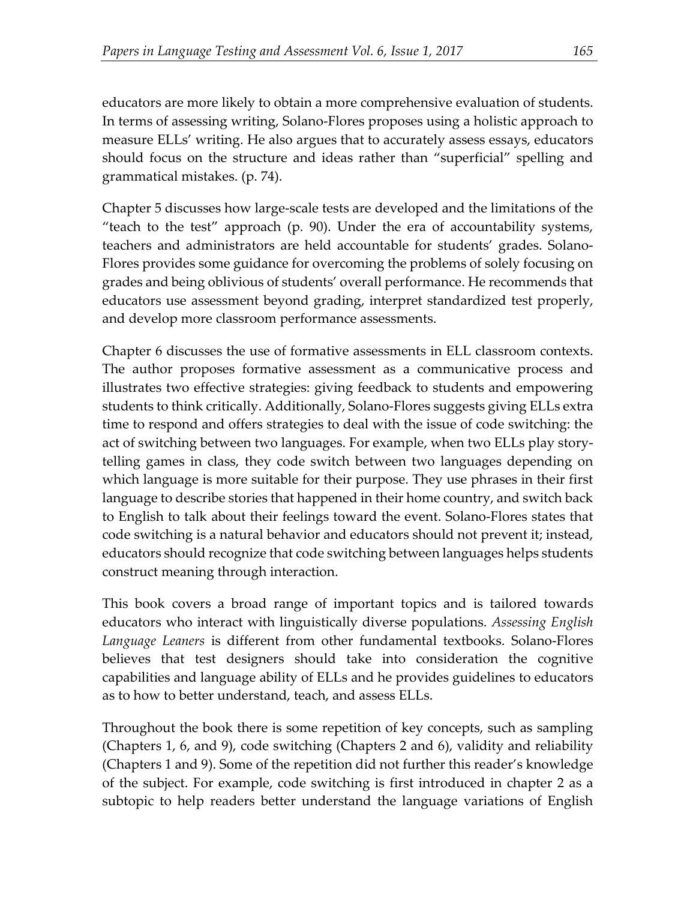educators are more likely to obtain a more comprehensive evaluation of students. In terms of assessing writing, Solano-Flores proposes using a holistic approach to measure ELLs' writing. He also argues that to accurately assess essays, educators should focus on the structure and ideas rather than "superficial" spelling and grammatical mistakes. (p. 74).

Chapter 5 discusses how large-scale tests are developed and the limitations of the "teach to the test" approach (p. 90). Under the era of accountability systems, teachers and administrators are held accountable for students' grades. Solano-Flores provides some guidance for overcoming the problems of solely focusing on grades and being oblivious of students' overall performance. He recommends that educators use assessment beyond grading, interpret standardized test properly, and develop more classroom performance assessments.

Chapter 6 discusses the use of formative assessments in ELL classroom contexts. The author proposes formative assessment as a communicative process and illustrates two effective strategies: giving feedback to students and empowering students to think critically. Additionally, Solano-Flores suggests giving ELLs extra time to respond and offers strategies to deal with the issue of code switching: the act of switching between two languages. For example, when two ELLs play story-telling games in class, they code switch between two languages depending on which language is more suitable for their purpose. They use phrases in their first language to describe stories that happened in their home country, and switch back to English to talk about their feelings toward the event. Solano-Flores states that code switching is a natural behavior and educators should not prevent it; instead, educators should recognize that code switching between languages helps students construct meaning through interaction.

This book covers a broad range of important topics and is tailored towards educators who interact with linguistically diverse populations. *Assessing English Language Leaners* is different from other fundamental textbooks. Solano-Flores believes that test designers should take into consideration the cognitive capabilities and language ability of ELLs and he provides guidelines to educators as to how to better understand, teach, and assess ELLs.

Throughout the book there is some repetition of key concepts, such as sampling (Chapters 1, 6, and 9), code switching (Chapters 2 and 6), validity and reliability (Chapters 1 and 9). Some of the repetition did not further this reader's knowledge of the subject. For example, code switching is first introduced in chapter 2 as a subtopic to help readers better understand the language variations of English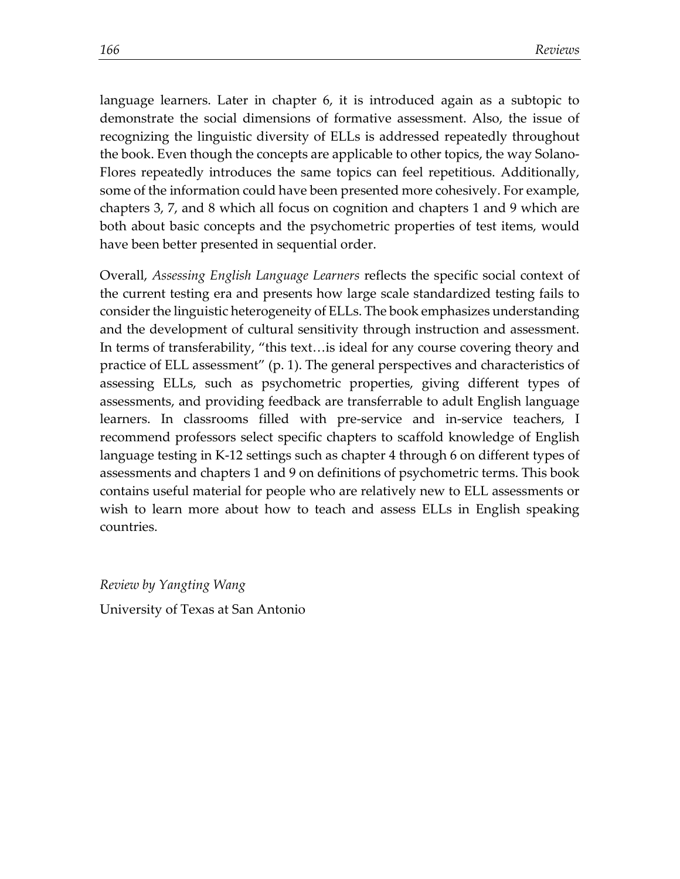language learners. Later in chapter 6, it is introduced again as a subtopic to demonstrate the social dimensions of formative assessment. Also, the issue of recognizing the linguistic diversity of ELLs is addressed repeatedly throughout the book. Even though the concepts are applicable to other topics, the way Solano-Flores repeatedly introduces the same topics can feel repetitious. Additionally, some of the information could have been presented more cohesively. For example, chapters 3, 7, and 8 which all focus on cognition and chapters 1 and 9 which are both about basic concepts and the psychometric properties of test items, would have been better presented in sequential order.

Overall, *Assessing English Language Learners* reflects the specific social context of the current testing era and presents how large scale standardized testing fails to consider the linguistic heterogeneity of ELLs. The book emphasizes understanding and the development of cultural sensitivity through instruction and assessment. In terms of transferability, "this text…is ideal for any course covering theory and practice of ELL assessment" (p. 1). The general perspectives and characteristics of assessing ELLs, such as psychometric properties, giving different types of assessments, and providing feedback are transferrable to adult English language learners. In classrooms filled with pre-service and in-service teachers, I recommend professors select specific chapters to scaffold knowledge of English language testing in K-12 settings such as chapter 4 through 6 on different types of assessments and chapters 1 and 9 on definitions of psychometric terms. This book contains useful material for people who are relatively new to ELL assessments or wish to learn more about how to teach and assess ELLs in English speaking countries.

*Review by Yangting Wang*

University of Texas at San Antonio